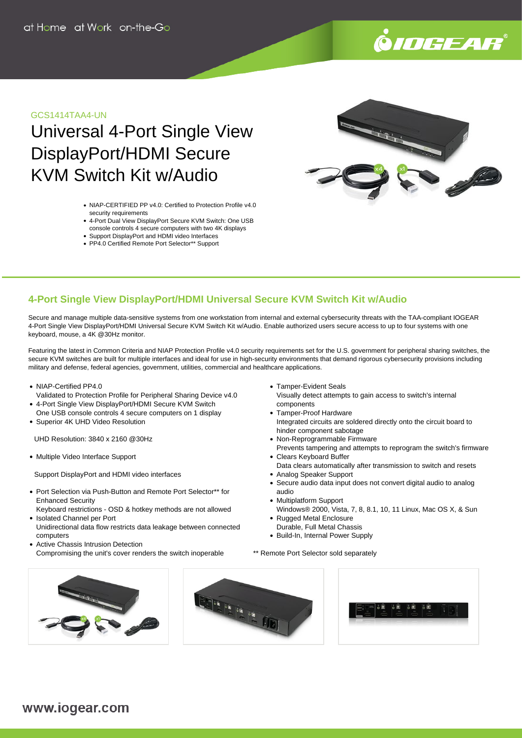at Home at Work on-the-Go

GCS1414TAA4-UN

# Universal 4-Port Single View DisplayPort/HDMI Secure KVM Switch Kit w/Audio

- NIAP-CERTIFIED PP v4.0: Certified to Protection Profile v4.0 security requirements
- 4-Port Dual View DisplayPort Secure KVM Switch: One USB console controls 4 secure computers with two 4K displays
- Support DisplayPort and HDMI video Interfaces
- PP4.0 Certified Remote Port Selector** Support

## 4-Port Single View DisplayPort/HDMI Universal Secure KVM Switch Kit w/Audio

Secure and manage multiple data-sensitive systems from one workstation from internal and external cybersecurity threats with the TAA-compliant IOGEAR 4-Port Single View DisplayPort/HDMI Universal Secure KVM Switch Kit w/Audio. Enable authorized users secure access to up to four systems with one keyboard, mouse, a 4K @30Hz monitor.

Featuring the latest in Common Criteria and NIAP Protection Profile v4.0 security requirements set for the U.S. government for peripheral sharing switches, the secure KVM switches are built for multiple interfaces and ideal for use in high-security environments that demand rigorous cybersecurity provisions including military and defense, federal agencies, government, utilities, commercial and healthcare applications.

- NIAP-Certified PP4.0
  Validated to Protection Profile for Peripheral Sharing Device v4.0
- 4-Port Single View DisplayPort/HDMI Secure KVM Switch
  One USB console controls 4 secure computers on 1 display
- Superior 4K UHD Video Resolution

  UHD Resolution: 3840 x 2160 @30Hz

- Multiple Video Interface Support

  Support DisplayPort and HDMI video interfaces

- Port Selection via Push-Button and Remote Port Selector** for Enhanced Security
  Keyboard restrictions - OSD & hotkey methods are not allowed
- Isolated Channel per Port
  Unidirectional data flow restricts data leakage between connected computers
- Active Chassis Intrusion Detection
  Compromising the unit's cover renders the switch inoperable
- Tamper-Evident Seals
  Visually detect attempts to gain access to switch's internal components
- Tamper-Proof Hardware
  Integrated circuits are soldered directly onto the circuit board to hinder component sabotage
- Non-Reprogrammable Firmware
  Prevents tampering and attempts to reprogram the switch's firmware
- Clears Keyboard Buffer
  Data clears automatically after transmission to switch and resets
- Analog Speaker Support
- Secure audio data input does not convert digital audio to analog audio
- Multiplatform Support
  Windows® 2000, Vista, 7, 8, 8.1, 10, 11 Linux, Mac OS X, & Sun
- Rugged Metal Enclosure
  Durable, Full Metal Chassis
- Build-In, Internal Power Supply

** Remote Port Selector sold separately

www.iogear.com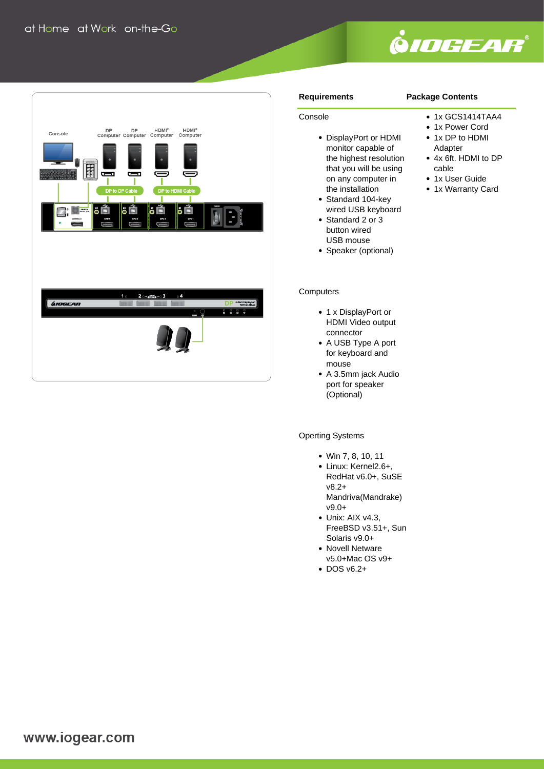## Requirements

### Console

- DisplayPort or HDMI monitor capable of the highest resolution that you will be using on any computer in the installation
- Standard 104-key wired USB keyboard
- Standard 2 or 3 button wired USB mouse
- Speaker (optional)

### Computers

- 1 x DisplayPort or HDMI Video output connector
- A USB Type A port for keyboard and mouse
- A 3.5mm jack Audio port for speaker (Optional)

### Operting Systems

- Win 7, 8, 10, 11
- Linux: Kernel2.6+, RedHat v6.0+, SuSE v8.2+ Mandriva(Mandrake) v9.0+
- Unix: AIX v4.3, FreeBSD v3.51+, Sun Solaris v9.0+
- Novell Netware v5.0+Mac OS v9+
- DOS v6.2+

## Package Contents

- 1x GCS1414TAA4
- 1x Power Cord
- 1x DP to HDMI Adapter
- 4x 6ft. HDMI to DP cable
- 1x User Guide
- 1x Warranty Card

www.iogear.com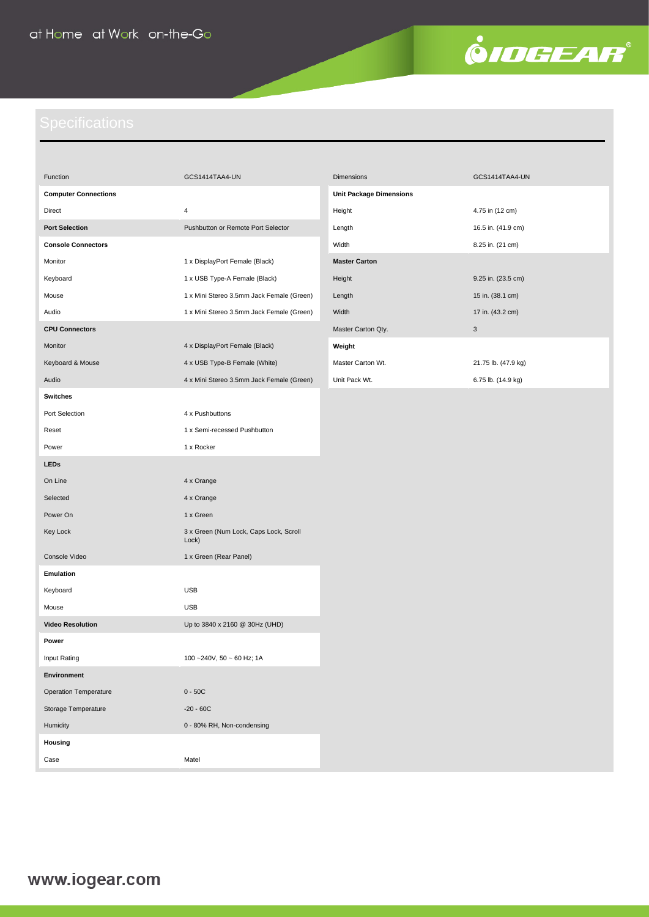# Specifications

| Function | GCS1414TAA4-UN |
|---|---|
| **Computer Connections** | |
| Direct | 4 |
| **Port Selection** | Pushbutton or Remote Port Selector |
| **Console Connectors** | |
| Monitor | 1 x DisplayPort Female (Black) |
| Keyboard | 1 x USB Type-A Female (Black) |
| Mouse | 1 x Mini Stereo 3.5mm Jack Female (Green) |
| Audio | 1 x Mini Stereo 3.5mm Jack Female (Green) |
| **CPU Connectors** | |
| Monitor | 4 x DisplayPort Female (Black) |
| Keyboard & Mouse | 4 x USB Type-B Female (White) |
| Audio | 4 x Mini Stereo 3.5mm Jack Female (Green) |
| **Switches** | |
| Port Selection | 4 x Pushbuttons |
| Reset | 1 x Semi-recessed Pushbutton |
| Power | 1 x Rocker |
| **LEDs** | |
| On Line | 4 x Orange |
| Selected | 4 x Orange |
| Power On | 1 x Green |
| Key Lock | 3 x Green (Num Lock, Caps Lock, Scroll Lock) |
| Console Video | 1 x Green (Rear Panel) |
| **Emulation** | |
| Keyboard | USB |
| Mouse | USB |
| **Video Resolution** | Up to 3840 x 2160 @ 30Hz (UHD) |
| **Power** | |
| Input Rating | 100 ~240V, 50 ~ 60 Hz; 1A |
| **Environment** | |
| Operation Temperature | 0 - 50C |
| Storage Temperature | -20 - 60C |
| Humidity | 0 - 80% RH, Non-condensing |
| **Housing** | |
| Case | Matel |

| Dimensions | GCS1414TAA4-UN |
|---|---|
| **Unit Package Dimensions** | |
| Height | 4.75 in (12 cm) |
| Length | 16.5 in. (41.9 cm) |
| Width | 8.25 in. (21 cm) |
| **Master Carton** | |
| Height | 9.25 in. (23.5 cm) |
| Length | 15 in. (38.1 cm) |
| Width | 17 in. (43.2 cm) |
| Master Carton Qty. | 3 |
| **Weight** | |
| Master Carton Wt. | 21.75 lb. (47.9 kg) |
| Unit Pack Wt. | 6.75 lb. (14.9 kg) |